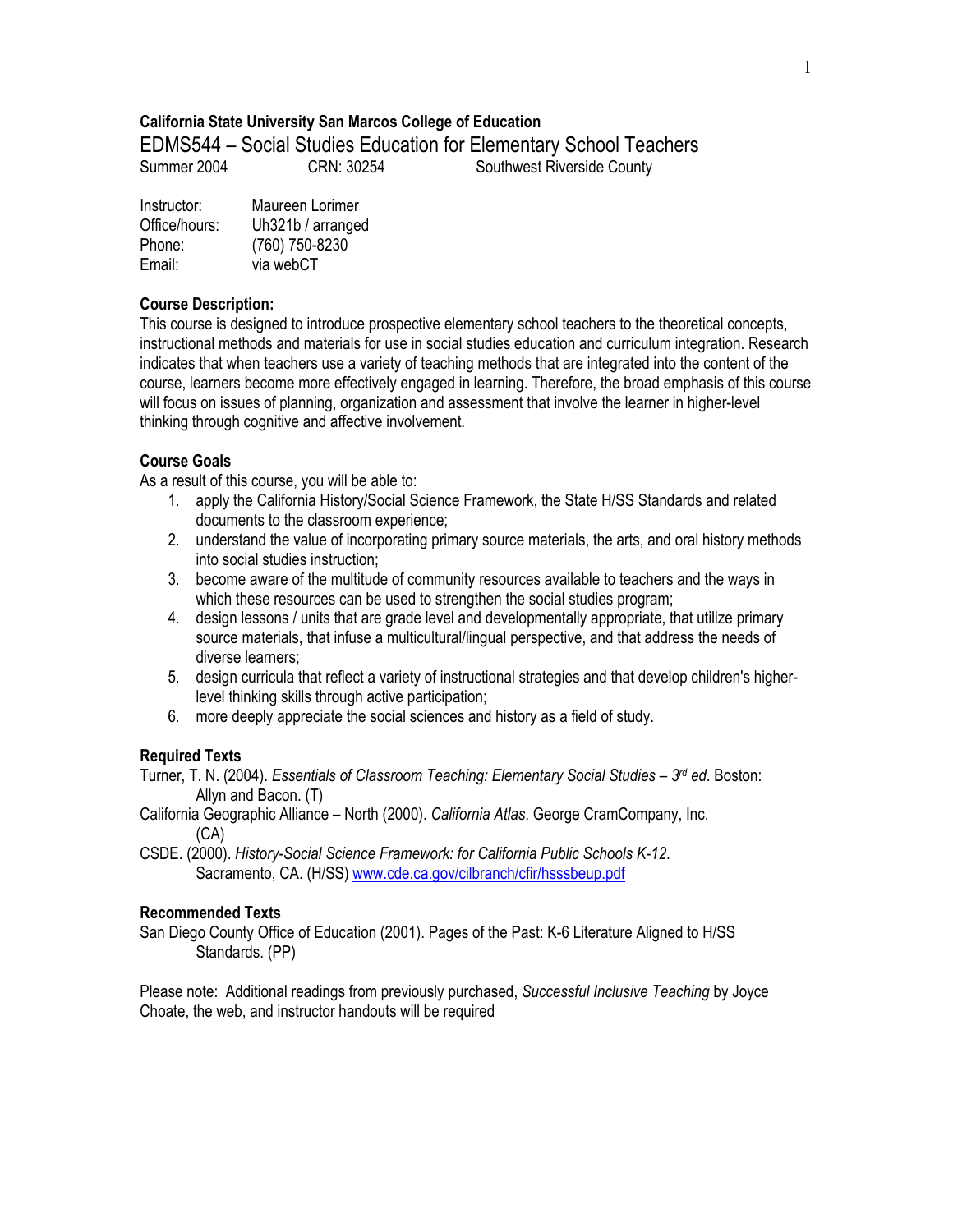**California State University San Marcos College of Education**

# EDMS544 – Social Studies Education for Elementary School Teachers

Summer 2004 CRN: 30254 Southwest Riverside County

Instructor: Maureen Lorimer
Office/hours: Uh321b / arranged
Phone: (760) 750-8230
Email: via webCT

### Course Description:

This course is designed to introduce prospective elementary school teachers to the theoretical concepts, instructional methods and materials for use in social studies education and curriculum integration. Research indicates that when teachers use a variety of teaching methods that are integrated into the content of the course, learners become more effectively engaged in learning. Therefore, the broad emphasis of this course will focus on issues of planning, organization and assessment that involve the learner in higher-level thinking through cognitive and affective involvement.

### Course Goals

As a result of this course, you will be able to:

1. apply the California History/Social Science Framework, the State H/SS Standards and related documents to the classroom experience;
2. understand the value of incorporating primary source materials, the arts, and oral history methods into social studies instruction;
3. become aware of the multitude of community resources available to teachers and the ways in which these resources can be used to strengthen the social studies program;
4. design lessons / units that are grade level and developmentally appropriate, that utilize primary source materials, that infuse a multicultural/lingual perspective, and that address the needs of diverse learners;
5. design curricula that reflect a variety of instructional strategies and that develop children's higher-level thinking skills through active participation;
6. more deeply appreciate the social sciences and history as a field of study.

### Required Texts

Turner, T. N. (2004). *Essentials of Classroom Teaching: Elementary Social Studies – 3rd ed*. Boston: Allyn and Bacon. (T)

California Geographic Alliance – North (2000). *California Atlas*. George CramCompany, Inc. (CA)

CSDE. (2000). *History-Social Science Framework: for California Public Schools K-12*. Sacramento, CA. (H/SS) www.cde.ca.gov/cilbranch/cfir/hsssbeup.pdf

### Recommended Texts

San Diego County Office of Education (2001). Pages of the Past: K-6 Literature Aligned to H/SS Standards. (PP)

Please note: Additional readings from previously purchased, *Successful Inclusive Teaching* by Joyce Choate, the web, and instructor handouts will be required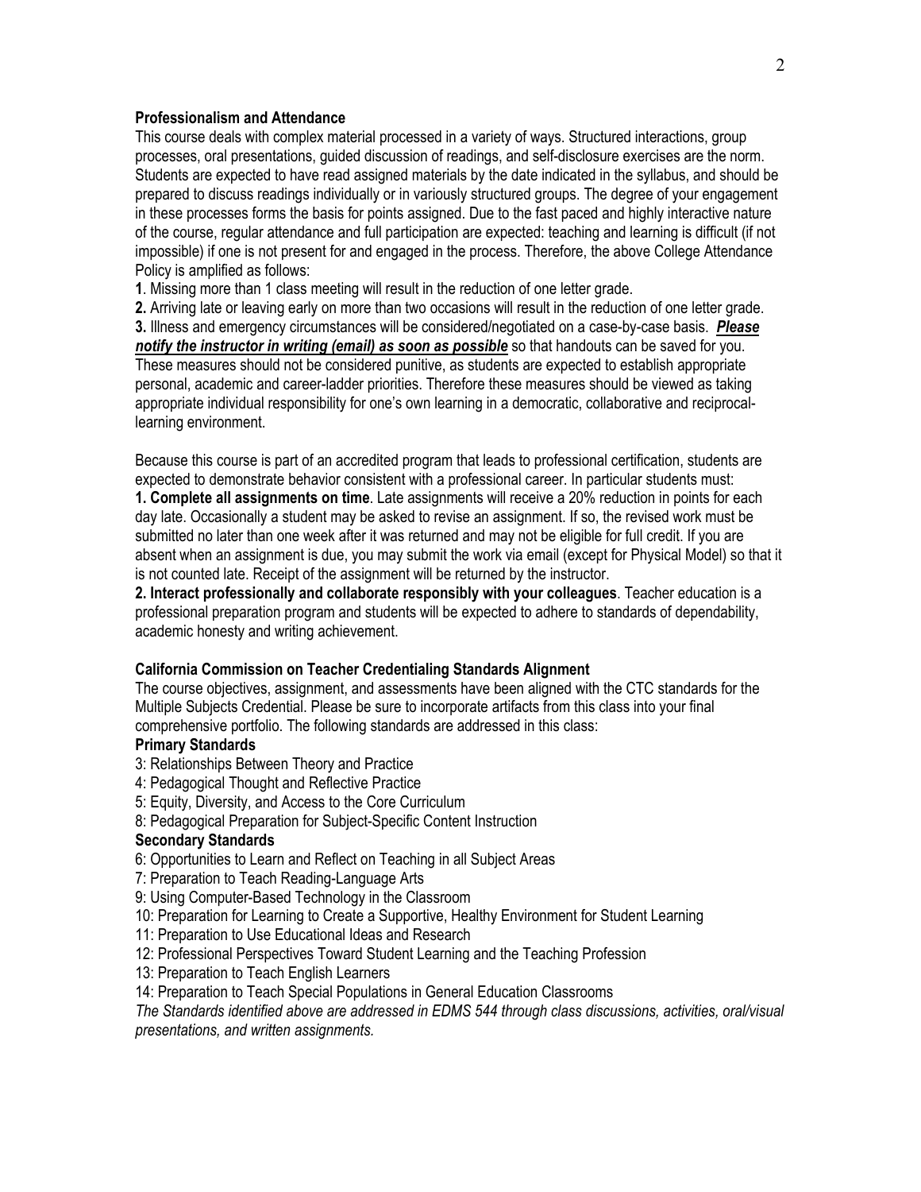**Professionalism and Attendance**

This course deals with complex material processed in a variety of ways. Structured interactions, group processes, oral presentations, guided discussion of readings, and self-disclosure exercises are the norm. Students are expected to have read assigned materials by the date indicated in the syllabus, and should be prepared to discuss readings individually or in variously structured groups. The degree of your engagement in these processes forms the basis for points assigned. Due to the fast paced and highly interactive nature of the course, regular attendance and full participation are expected: teaching and learning is difficult (if not impossible) if one is not present for and engaged in the process. Therefore, the above College Attendance Policy is amplified as follows:

**1**. Missing more than 1 class meeting will result in the reduction of one letter grade.
**2.** Arriving late or leaving early on more than two occasions will result in the reduction of one letter grade.
**3.** Illness and emergency circumstances will be considered/negotiated on a case-by-case basis. ***Please notify the instructor in writing (email) as soon as possible*** so that handouts can be saved for you.

These measures should not be considered punitive, as students are expected to establish appropriate personal, academic and career-ladder priorities. Therefore these measures should be viewed as taking appropriate individual responsibility for one's own learning in a democratic, collaborative and reciprocal-learning environment.

Because this course is part of an accredited program that leads to professional certification, students are expected to demonstrate behavior consistent with a professional career. In particular students must:

**1. Complete all assignments on time**. Late assignments will receive a 20% reduction in points for each day late. Occasionally a student may be asked to revise an assignment. If so, the revised work must be submitted no later than one week after it was returned and may not be eligible for full credit. If you are absent when an assignment is due, you may submit the work via email (except for Physical Model) so that it is not counted late. Receipt of the assignment will be returned by the instructor.

**2. Interact professionally and collaborate responsibly with your colleagues**. Teacher education is a professional preparation program and students will be expected to adhere to standards of dependability, academic honesty and writing achievement.

**California Commission on Teacher Credentialing Standards Alignment**

The course objectives, assignment, and assessments have been aligned with the CTC standards for the Multiple Subjects Credential. Please be sure to incorporate artifacts from this class into your final comprehensive portfolio. The following standards are addressed in this class:

**Primary Standards**

3: Relationships Between Theory and Practice
4: Pedagogical Thought and Reflective Practice
5: Equity, Diversity, and Access to the Core Curriculum
8: Pedagogical Preparation for Subject-Specific Content Instruction

**Secondary Standards**

6: Opportunities to Learn and Reflect on Teaching in all Subject Areas
7: Preparation to Teach Reading-Language Arts
9: Using Computer-Based Technology in the Classroom
10: Preparation for Learning to Create a Supportive, Healthy Environment for Student Learning
11: Preparation to Use Educational Ideas and Research
12: Professional Perspectives Toward Student Learning and the Teaching Profession
13: Preparation to Teach English Learners
14: Preparation to Teach Special Populations in General Education Classrooms

*The Standards identified above are addressed in EDMS 544 through class discussions, activities, oral/visual presentations, and written assignments.*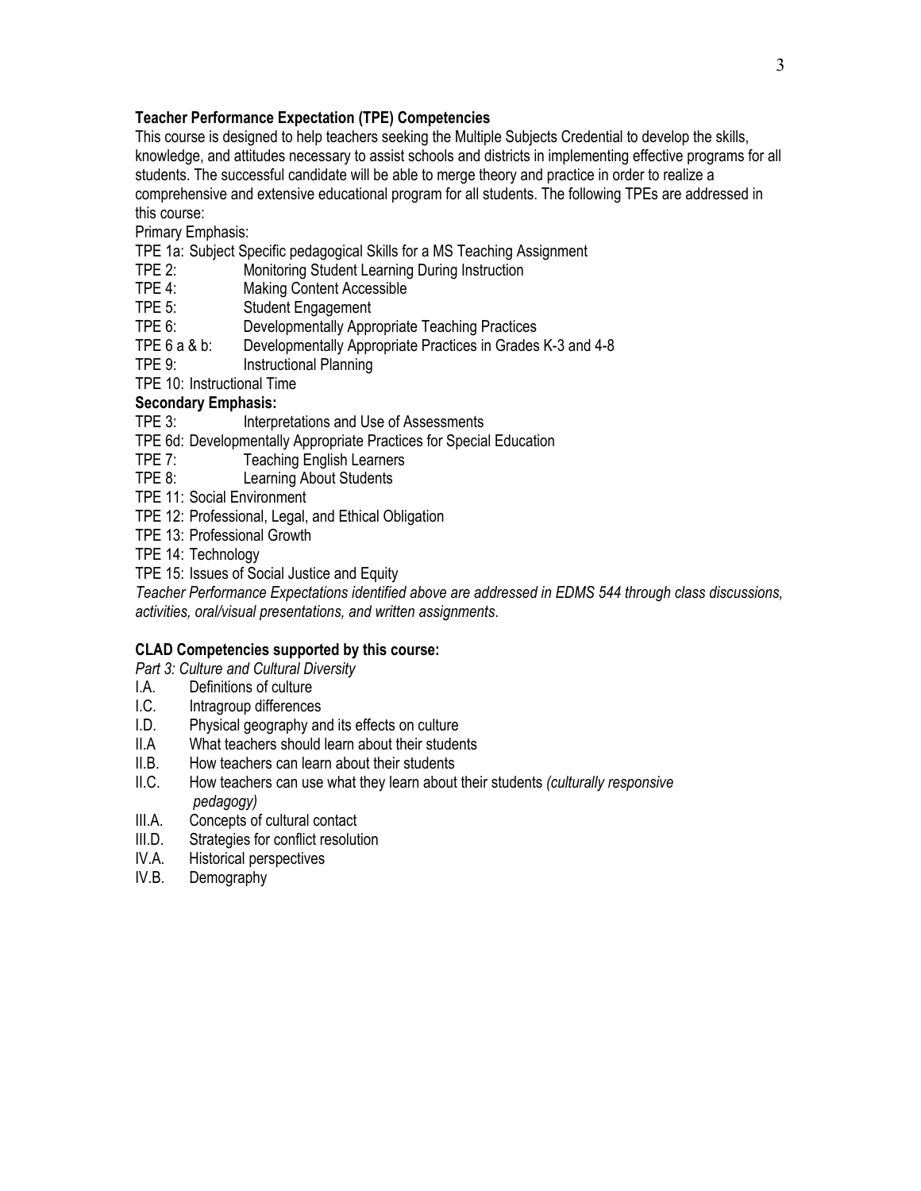**Teacher Performance Expectation (TPE) Competencies**

This course is designed to help teachers seeking the Multiple Subjects Credential to develop the skills, knowledge, and attitudes necessary to assist schools and districts in implementing effective programs for all students. The successful candidate will be able to merge theory and practice in order to realize a comprehensive and extensive educational program for all students. The following TPEs are addressed in this course:

Primary Emphasis:

- TPE 1a: Subject Specific pedagogical Skills for a MS Teaching Assignment
- TPE 2: Monitoring Student Learning During Instruction
- TPE 4: Making Content Accessible
- TPE 5: Student Engagement
- TPE 6: Developmentally Appropriate Teaching Practices
- TPE 6 a & b: Developmentally Appropriate Practices in Grades K-3 and 4-8
- TPE 9: Instructional Planning
- TPE 10: Instructional Time

**Secondary Emphasis:**

- TPE 3: Interpretations and Use of Assessments
- TPE 6d: Developmentally Appropriate Practices for Special Education
- TPE 7: Teaching English Learners
- TPE 8: Learning About Students
- TPE 11: Social Environment
- TPE 12: Professional, Legal, and Ethical Obligation
- TPE 13: Professional Growth
- TPE 14: Technology
- TPE 15: Issues of Social Justice and Equity

*Teacher Performance Expectations identified above are addressed in EDMS 544 through class discussions, activities, oral/visual presentations, and written assignments*.

**CLAD Competencies supported by this course:**

*Part 3: Culture and Cultural Diversity*

- I.A. Definitions of culture
- I.C. Intragroup differences
- I.D. Physical geography and its effects on culture
- II.A What teachers should learn about their students
- II.B. How teachers can learn about their students
- II.C. How teachers can use what they learn about their students *(culturally responsive pedagogy)*
- III.A. Concepts of cultural contact
- III.D. Strategies for conflict resolution
- IV.A. Historical perspectives
- IV.B. Demography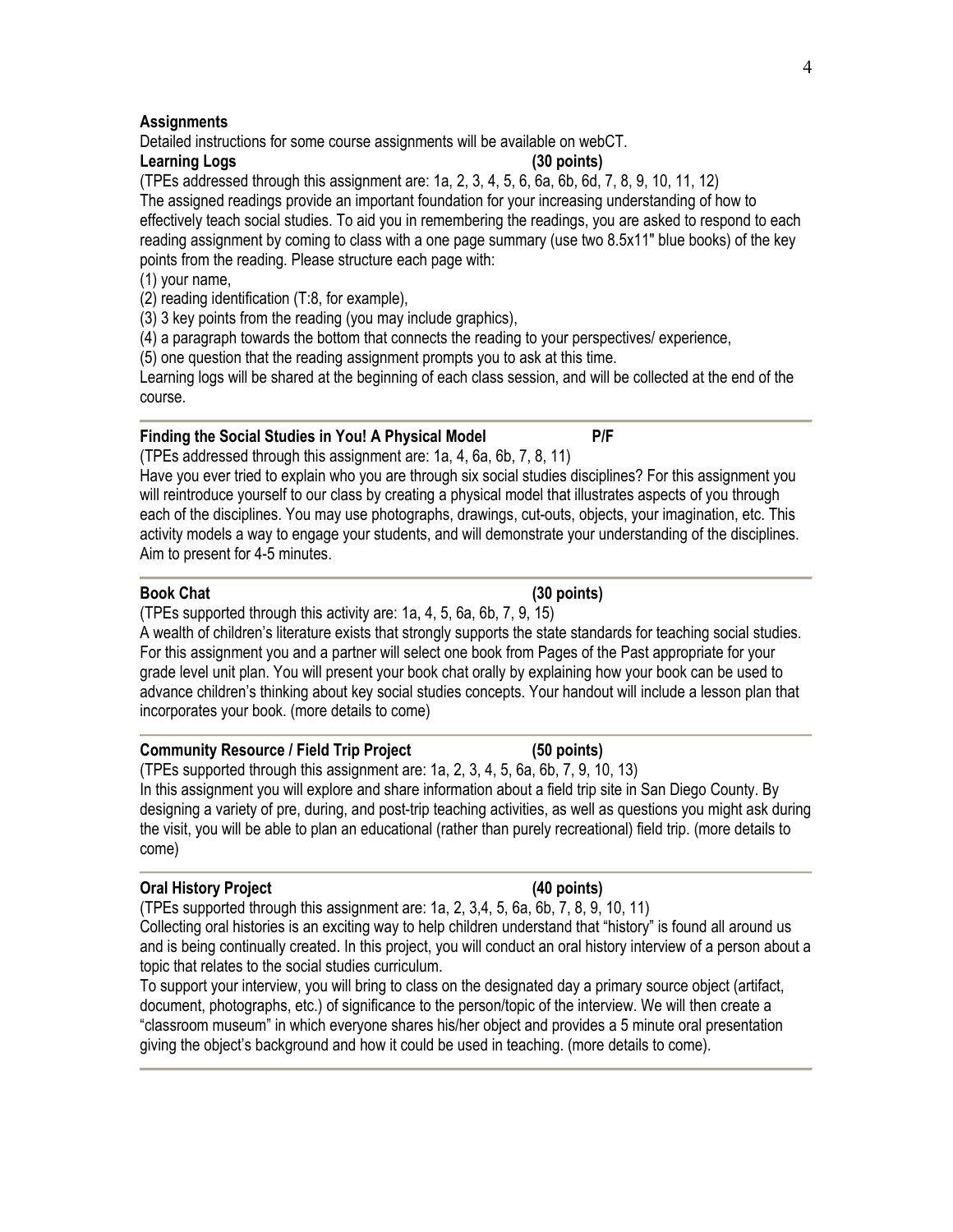## Assignments

Detailed instructions for some course assignments will be available on webCT.

### Learning Logs (30 points)

(TPEs addressed through this assignment are: 1a, 2, 3, 4, 5, 6, 6a, 6b, 6d, 7, 8, 9, 10, 11, 12)

The assigned readings provide an important foundation for your increasing understanding of how to effectively teach social studies. To aid you in remembering the readings, you are asked to respond to each reading assignment by coming to class with a one page summary (use two 8.5x11" blue books) of the key points from the reading. Please structure each page with:

(1) your name,
(2) reading identification (T:8, for example),
(3) 3 key points from the reading (you may include graphics),
(4) a paragraph towards the bottom that connects the reading to your perspectives/ experience,
(5) one question that the reading assignment prompts you to ask at this time.

Learning logs will be shared at the beginning of each class session, and will be collected at the end of the course.

---

### Finding the Social Studies in You! A Physical Model P/F

(TPEs addressed through this assignment are: 1a, 4, 6a, 6b, 7, 8, 11)

Have you ever tried to explain who you are through six social studies disciplines? For this assignment you will reintroduce yourself to our class by creating a physical model that illustrates aspects of you through each of the disciplines. You may use photographs, drawings, cut-outs, objects, your imagination, etc. This activity models a way to engage your students, and will demonstrate your understanding of the disciplines. Aim to present for 4-5 minutes.

---

### Book Chat (30 points)

(TPEs supported through this activity are: 1a, 4, 5, 6a, 6b, 7, 9, 15)

A wealth of children's literature exists that strongly supports the state standards for teaching social studies. For this assignment you and a partner will select one book from Pages of the Past appropriate for your grade level unit plan. You will present your book chat orally by explaining how your book can be used to advance children's thinking about key social studies concepts. Your handout will include a lesson plan that incorporates your book. (more details to come)

---

### Community Resource / Field Trip Project (50 points)

(TPEs supported through this assignment are: 1a, 2, 3, 4, 5, 6a, 6b, 7, 9, 10, 13)

In this assignment you will explore and share information about a field trip site in San Diego County. By designing a variety of pre, during, and post-trip teaching activities, as well as questions you might ask during the visit, you will be able to plan an educational (rather than purely recreational) field trip. (more details to come)

---

### Oral History Project (40 points)

(TPEs supported through this assignment are: 1a, 2, 3,4, 5, 6a, 6b, 7, 8, 9, 10, 11)

Collecting oral histories is an exciting way to help children understand that "history" is found all around us and is being continually created. In this project, you will conduct an oral history interview of a person about a topic that relates to the social studies curriculum.

To support your interview, you will bring to class on the designated day a primary source object (artifact, document, photographs, etc.) of significance to the person/topic of the interview. We will then create a "classroom museum" in which everyone shares his/her object and provides a 5 minute oral presentation giving the object's background and how it could be used in teaching. (more details to come).

---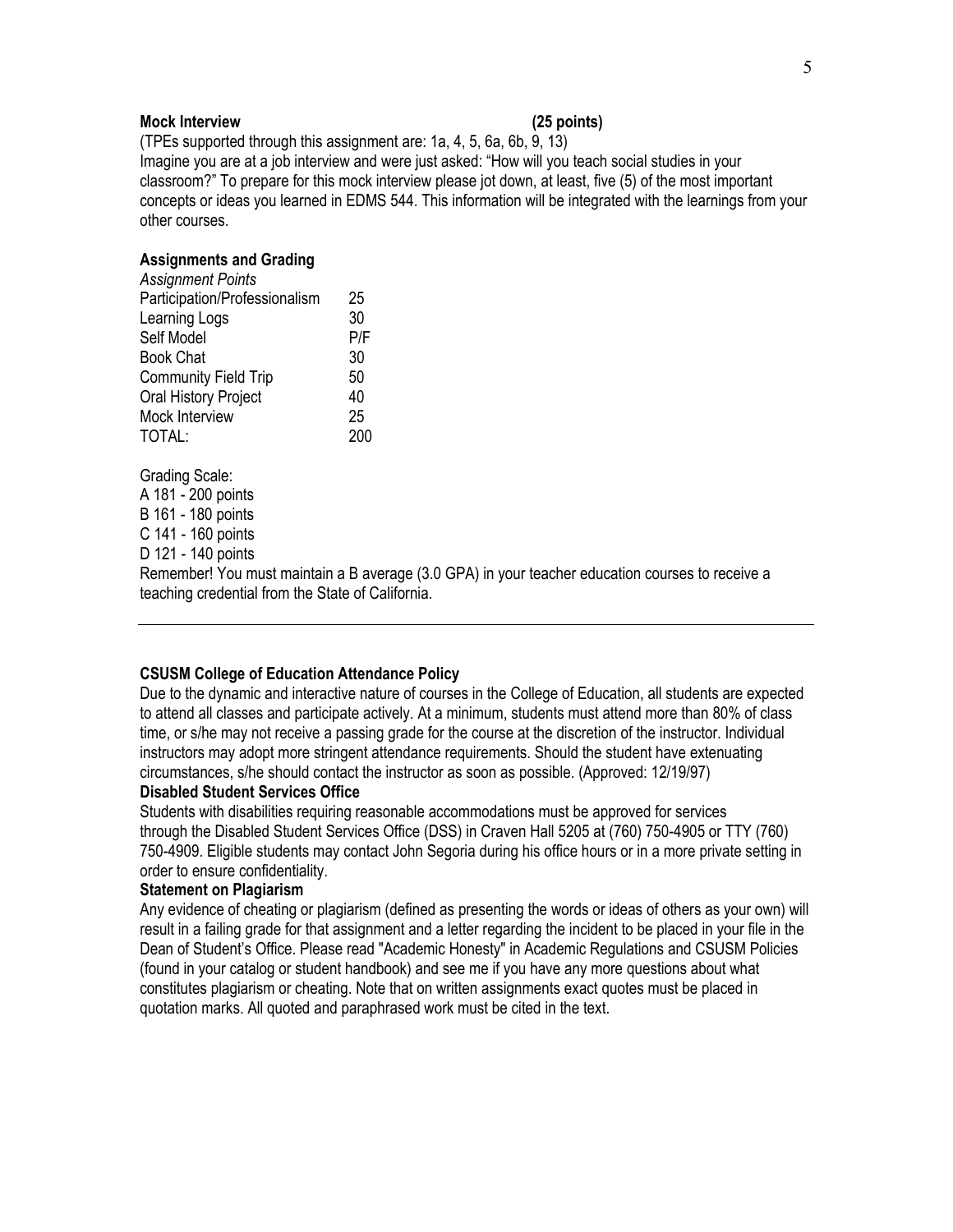**Mock Interview (25 points)**

(TPEs supported through this assignment are: 1a, 4, 5, 6a, 6b, 9, 13)

Imagine you are at a job interview and were just asked: "How will you teach social studies in your classroom?" To prepare for this mock interview please jot down, at least, five (5) of the most important concepts or ideas you learned in EDMS 544. This information will be integrated with the learnings from your other courses.

**Assignments and Grading**

| *Assignment* | *Points* |
|---|---|
| Participation/Professionalism | 25 |
| Learning Logs | 30 |
| Self Model | P/F |
| Book Chat | 30 |
| Community Field Trip | 50 |
| Oral History Project | 40 |
| Mock Interview | 25 |
| TOTAL: | 200 |

Grading Scale:

A 181 - 200 points
B 161 - 180 points
C 141 - 160 points
D 121 - 140 points

Remember! You must maintain a B average (3.0 GPA) in your teacher education courses to receive a teaching credential from the State of California.

---

**CSUSM College of Education Attendance Policy**

Due to the dynamic and interactive nature of courses in the College of Education, all students are expected to attend all classes and participate actively. At a minimum, students must attend more than 80% of class time, or s/he may not receive a passing grade for the course at the discretion of the instructor. Individual instructors may adopt more stringent attendance requirements. Should the student have extenuating circumstances, s/he should contact the instructor as soon as possible. (Approved: 12/19/97)

**Disabled Student Services Office**

Students with disabilities requiring reasonable accommodations must be approved for services through the Disabled Student Services Office (DSS) in Craven Hall 5205 at (760) 750-4905 or TTY (760) 750-4909. Eligible students may contact John Segoria during his office hours or in a more private setting in order to ensure confidentiality.

**Statement on Plagiarism**

Any evidence of cheating or plagiarism (defined as presenting the words or ideas of others as your own) will result in a failing grade for that assignment and a letter regarding the incident to be placed in your file in the Dean of Student's Office. Please read "Academic Honesty" in Academic Regulations and CSUSM Policies (found in your catalog or student handbook) and see me if you have any more questions about what constitutes plagiarism or cheating. Note that on written assignments exact quotes must be placed in quotation marks. All quoted and paraphrased work must be cited in the text.